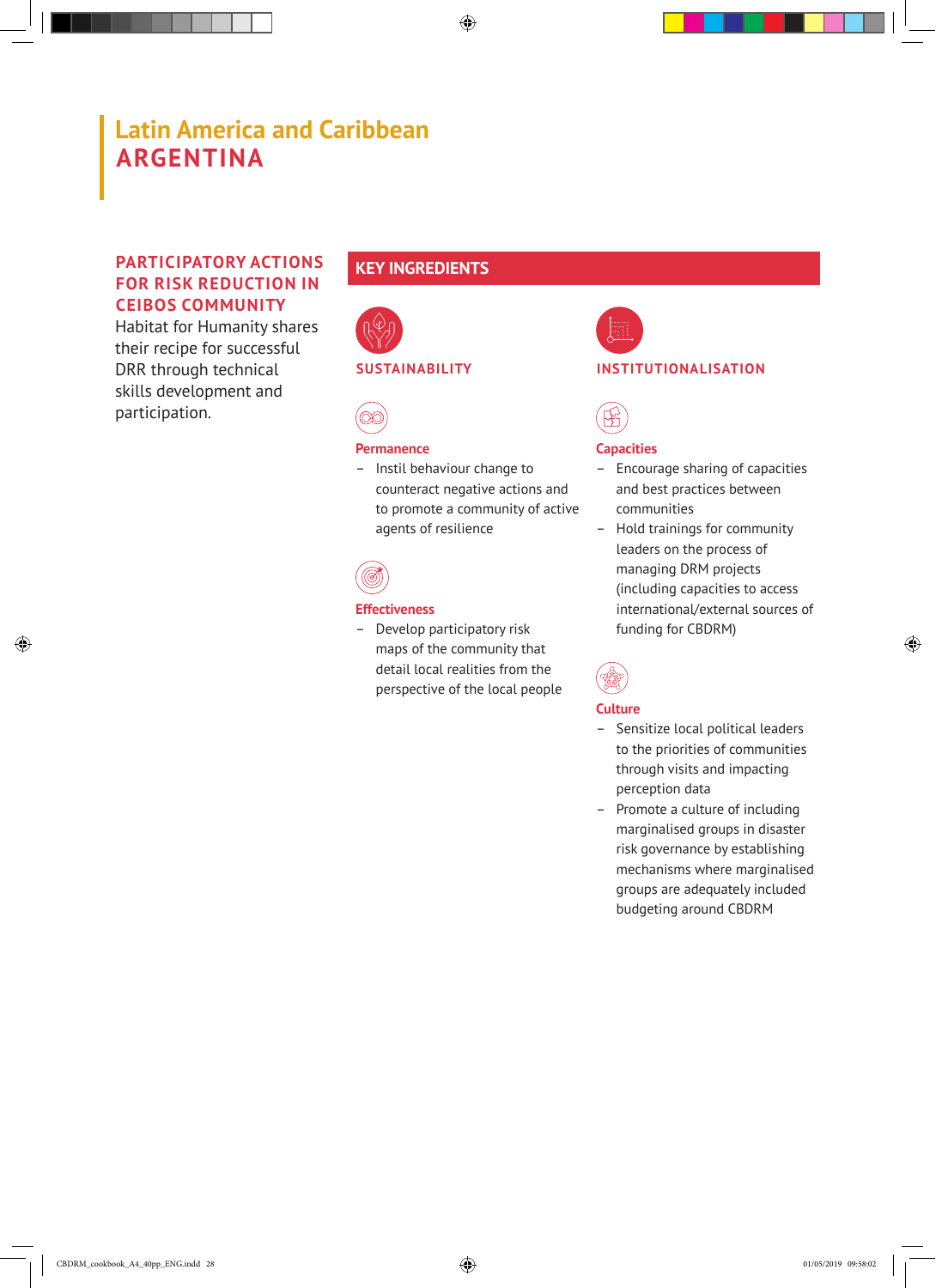# Latin America and Caribbean
# ARGENTINA

## PARTICIPATORY ACTIONS FOR RISK REDUCTION IN CEIBOS COMMUNITY

Habitat for Humanity shares their recipe for successful DRR through technical skills development and participation.

## KEY INGREDIENTS

### SUSTAINABILITY

**Permanence**

- Instil behaviour change to counteract negative actions and to promote a community of active agents of resilience

**Effectiveness**

- Develop participatory risk maps of the community that detail local realities from the perspective of the local people

### INSTITUTIONALISATION

**Capacities**

- Encourage sharing of capacities and best practices between communities
- Hold trainings for community leaders on the process of managing DRM projects (including capacities to access international/external sources of funding for CBDRM)

**Culture**

- Sensitize local political leaders to the priorities of communities through visits and impacting perception data
- Promote a culture of including marginalised groups in disaster risk governance by establishing mechanisms where marginalised groups are adequately included budgeting around CBDRM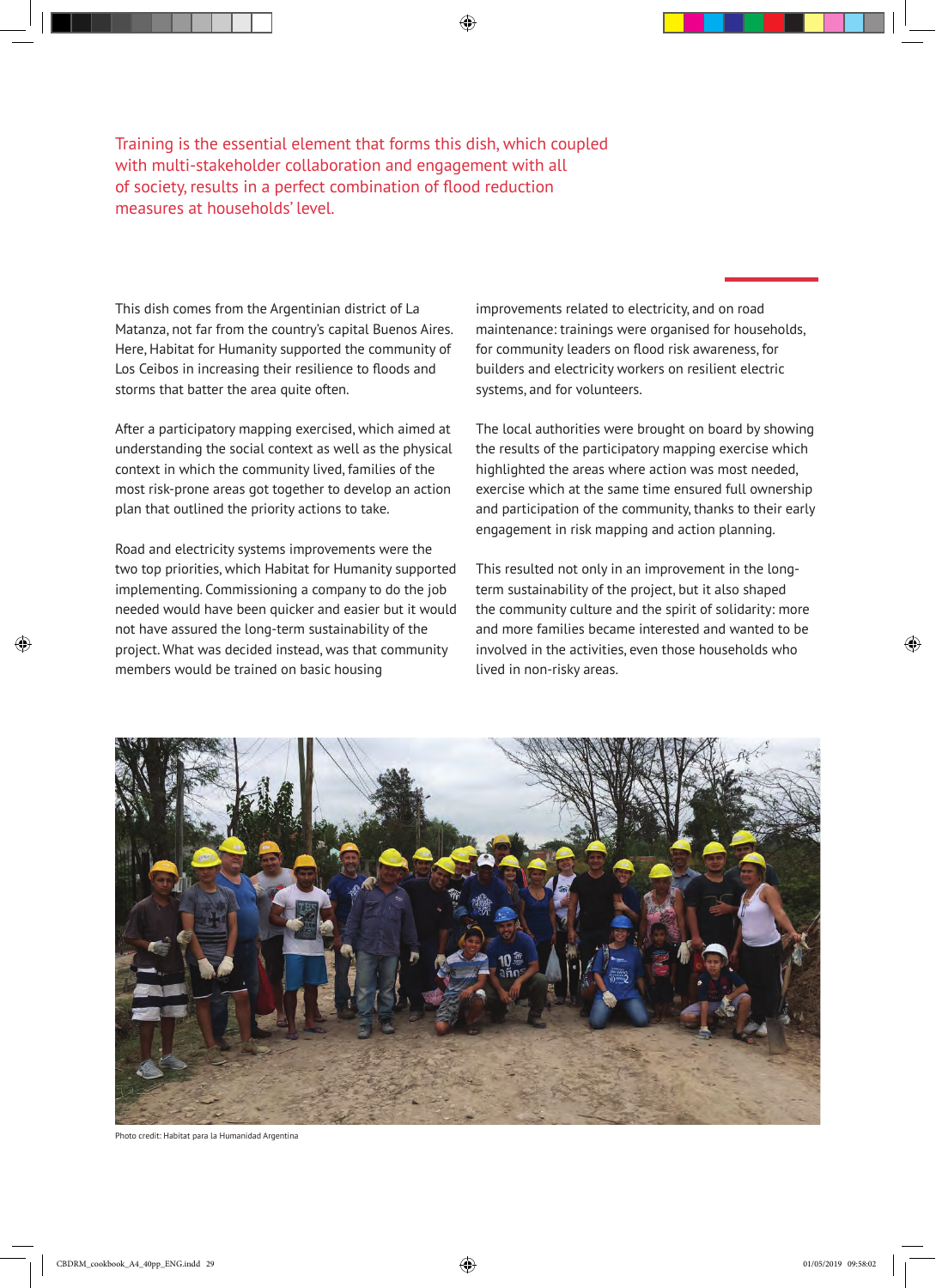Training is the essential element that forms this dish, which coupled with multi-stakeholder collaboration and engagement with all of society, results in a perfect combination of flood reduction measures at households' level.

This dish comes from the Argentinian district of La Matanza, not far from the country's capital Buenos Aires. Here, Habitat for Humanity supported the community of Los Ceibos in increasing their resilience to floods and storms that batter the area quite often.

After a participatory mapping exercised, which aimed at understanding the social context as well as the physical context in which the community lived, families of the most risk-prone areas got together to develop an action plan that outlined the priority actions to take.

Road and electricity systems improvements were the two top priorities, which Habitat for Humanity supported implementing. Commissioning a company to do the job needed would have been quicker and easier but it would not have assured the long-term sustainability of the project. What was decided instead, was that community members would be trained on basic housing improvements related to electricity, and on road maintenance: trainings were organised for households, for community leaders on flood risk awareness, for builders and electricity workers on resilient electric systems, and for volunteers.

The local authorities were brought on board by showing the results of the participatory mapping exercise which highlighted the areas where action was most needed, exercise which at the same time ensured full ownership and participation of the community, thanks to their early engagement in risk mapping and action planning.

This resulted not only in an improvement in the long-term sustainability of the project, but it also shaped the community culture and the spirit of solidarity: more and more families became interested and wanted to be involved in the activities, even those households who lived in non-risky areas.

Photo credit: Habitat para la Humanidad Argentina